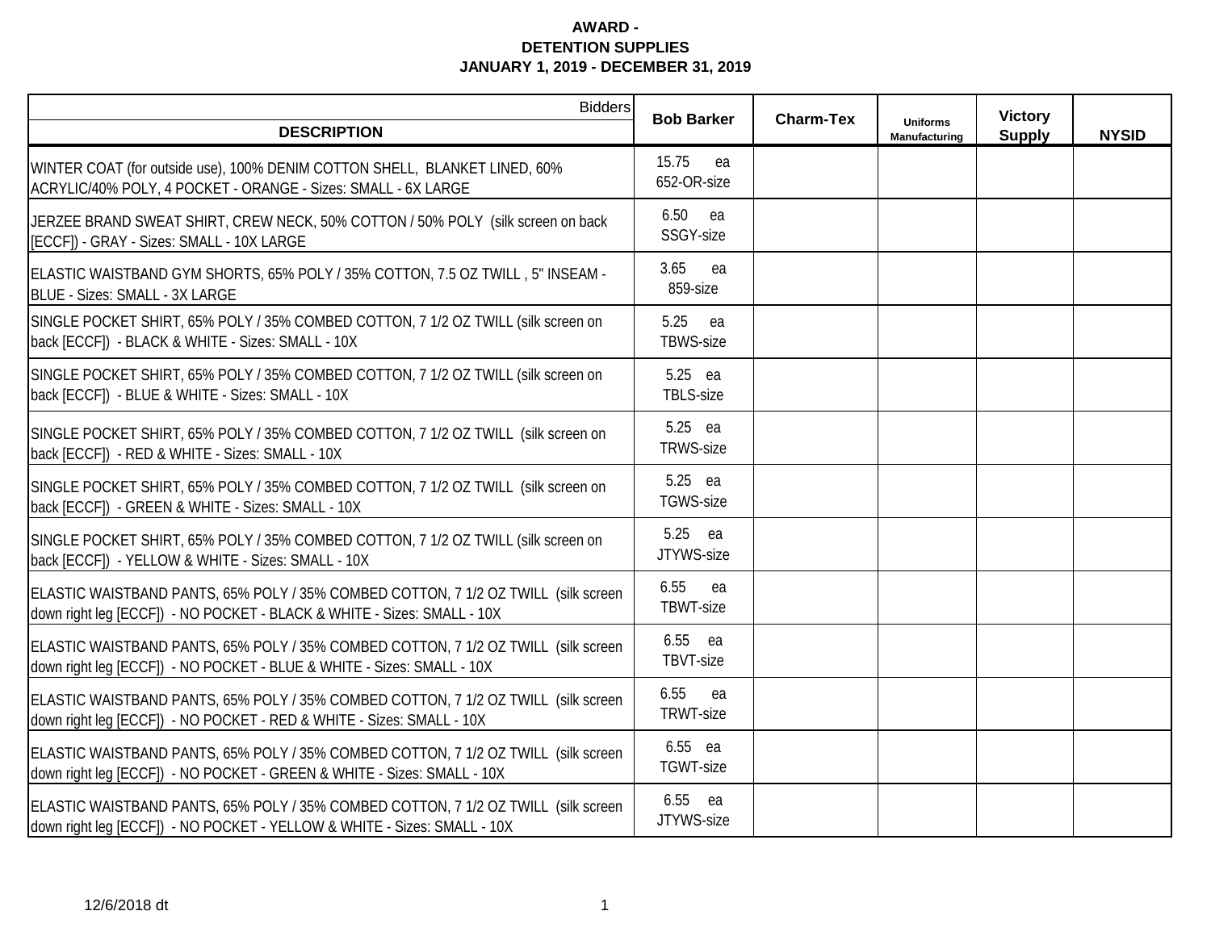**AWARD -**
**DETENTION SUPPLIES**
**JANUARY 1, 2019 - DECEMBER 31, 2019**

| Bidders / DESCRIPTION | Bob Barker | Charm-Tex | Uniforms Manufacturing | Victory Supply | NYSID |
|---|---|---|---|---|---|
| WINTER COAT (for outside use), 100% DENIM COTTON SHELL, BLANKET LINED, 60% ACRYLIC/40% POLY, 4 POCKET - ORANGE - Sizes: SMALL - 6X LARGE | 15.75 ea 652-OR-size | | | | |
| JERZEE BRAND SWEAT SHIRT, CREW NECK, 50% COTTON / 50% POLY (silk screen on back [ECCF]) - GRAY - Sizes: SMALL - 10X LARGE | 6.50 ea SSGY-size | | | | |
| ELASTIC WAISTBAND GYM SHORTS, 65% POLY / 35% COTTON, 7.5 OZ TWILL , 5" INSEAM - BLUE - Sizes: SMALL - 3X LARGE | 3.65 ea 859-size | | | | |
| SINGLE POCKET SHIRT, 65% POLY / 35% COMBED COTTON, 7 1/2 OZ TWILL (silk screen on back [ECCF]) - BLACK & WHITE - Sizes: SMALL - 10X | 5.25 ea TBWS-size | | | | |
| SINGLE POCKET SHIRT, 65% POLY / 35% COMBED COTTON, 7 1/2 OZ TWILL (silk screen on back [ECCF]) - BLUE & WHITE - Sizes: SMALL - 10X | 5.25 ea TBLS-size | | | | |
| SINGLE POCKET SHIRT, 65% POLY / 35% COMBED COTTON, 7 1/2 OZ TWILL (silk screen on back [ECCF]) - RED & WHITE - Sizes: SMALL - 10X | 5.25 ea TRWS-size | | | | |
| SINGLE POCKET SHIRT, 65% POLY / 35% COMBED COTTON, 7 1/2 OZ TWILL (silk screen on back [ECCF]) - GREEN & WHITE - Sizes: SMALL - 10X | 5.25 ea TGWS-size | | | | |
| SINGLE POCKET SHIRT, 65% POLY / 35% COMBED COTTON, 7 1/2 OZ TWILL (silk screen on back [ECCF]) - YELLOW & WHITE - Sizes: SMALL - 10X | 5.25 ea JTYWS-size | | | | |
| ELASTIC WAISTBAND PANTS, 65% POLY / 35% COMBED COTTON, 7 1/2 OZ TWILL (silk screen down right leg [ECCF]) - NO POCKET - BLACK & WHITE - Sizes: SMALL - 10X | 6.55 ea TBWT-size | | | | |
| ELASTIC WAISTBAND PANTS, 65% POLY / 35% COMBED COTTON, 7 1/2 OZ TWILL (silk screen down right leg [ECCF]) - NO POCKET - BLUE & WHITE - Sizes: SMALL - 10X | 6.55 ea TBVT-size | | | | |
| ELASTIC WAISTBAND PANTS, 65% POLY / 35% COMBED COTTON, 7 1/2 OZ TWILL (silk screen down right leg [ECCF]) - NO POCKET - RED & WHITE - Sizes: SMALL - 10X | 6.55 ea TRWT-size | | | | |
| ELASTIC WAISTBAND PANTS, 65% POLY / 35% COMBED COTTON, 7 1/2 OZ TWILL (silk screen down right leg [ECCF]) - NO POCKET - GREEN & WHITE - Sizes: SMALL - 10X | 6.55 ea TGWT-size | | | | |
| ELASTIC WAISTBAND PANTS, 65% POLY / 35% COMBED COTTON, 7 1/2 OZ TWILL (silk screen down right leg [ECCF]) - NO POCKET - YELLOW & WHITE - Sizes: SMALL - 10X | 6.55 ea JTYWS-size | | | | |

12/6/2018 dt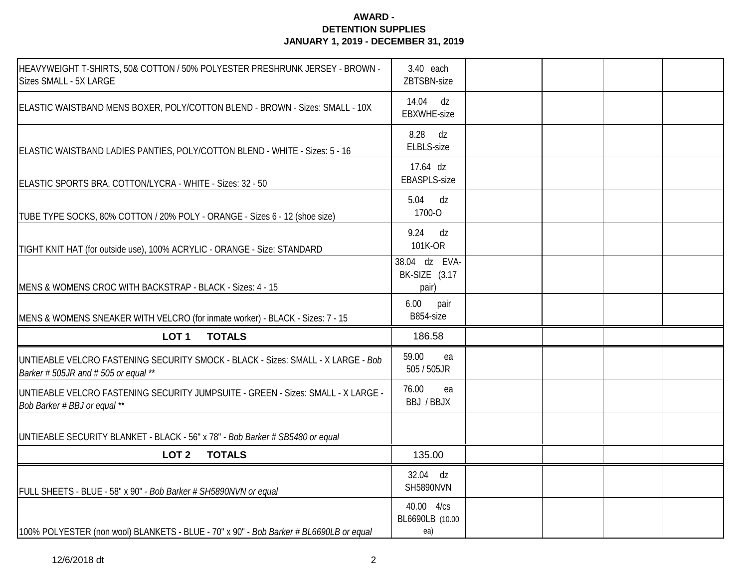**AWARD -**
**DETENTION SUPPLIES**
**JANUARY 1, 2019 - DECEMBER 31, 2019**

| | | | | | |
|---|---|---|---|---|---|
| HEAVYWEIGHT T-SHIRTS, 50& COTTON / 50% POLYESTER PRESHRUNK JERSEY - BROWN - Sizes SMALL - 5X LARGE | 3.40 each ZBTSBN-size | | | | |
| ELASTIC WAISTBAND MENS BOXER, POLY/COTTON BLEND - BROWN - Sizes: SMALL - 10X | 14.04 dz EBXWHE-size | | | | |
| ELASTIC WAISTBAND LADIES PANTIES, POLY/COTTON BLEND - WHITE - Sizes: 5 - 16 | 8.28 dz ELBLS-size | | | | |
| ELASTIC SPORTS BRA, COTTON/LYCRA - WHITE - Sizes: 32 - 50 | 17.64 dz EBASPLS-size | | | | |
| TUBE TYPE SOCKS, 80% COTTON / 20% POLY - ORANGE - Sizes 6 - 12 (shoe size) | 5.04 dz 1700-O | | | | |
| TIGHT KNIT HAT (for outside use), 100% ACRYLIC - ORANGE - Size: STANDARD | 9.24 dz 101K-OR | | | | |
| MENS & WOMENS CROC WITH BACKSTRAP - BLACK - Sizes: 4 - 15 | 38.04 dz EVA-BK-SIZE (3.17 pair) | | | | |
| MENS & WOMENS SNEAKER WITH VELCRO (for inmate worker) - BLACK - Sizes: 7 - 15 | 6.00 pair B854-size | | | | |
| **LOT 1 TOTALS** | 186.58 | | | | |
| UNTIEABLE VELCRO FASTENING SECURITY SMOCK - BLACK - Sizes: SMALL - X LARGE - *Bob Barker # 505JR and # 505 or equal ** * | 59.00 ea 505 / 505JR | | | | |
| UNTIEABLE VELCRO FASTENING SECURITY JUMPSUITE - GREEN - Sizes: SMALL - X LARGE - *Bob Barker # BBJ or equal ** * | 76.00 ea BBJ / BBJX | | | | |
| UNTIEABLE SECURITY BLANKET - BLACK - 56" x 78" - *Bob Barker # SB5480 or equal* | | | | | |
| **LOT 2 TOTALS** | 135.00 | | | | |
| FULL SHEETS - BLUE - 58" x 90" - *Bob Barker # SH5890NVN or equal* | 32.04 dz SH5890NVN | | | | |
| 100% POLYESTER (non wool) BLANKETS - BLUE - 70" x 90" - *Bob Barker # BL6690LB or equal* | 40.00 4/cs BL6690LB (10.00 ea) | | | | |

12/6/2018 dt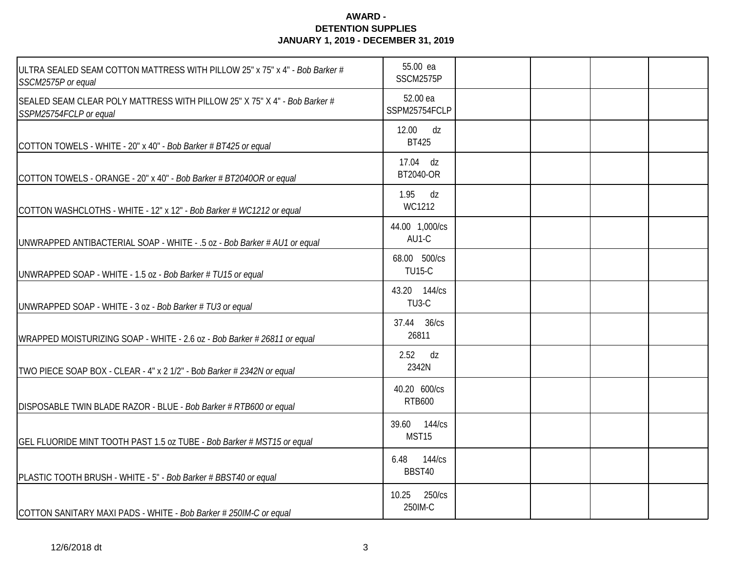**AWARD -**
**DETENTION SUPPLIES**
**JANUARY 1, 2019 - DECEMBER 31, 2019**

| | | | | | |
|---|---|---|---|---|---|
| ULTRA SEALED SEAM COTTON MATTRESS WITH PILLOW 25" x 75" x 4" - *Bob Barker # SSCM2575P or equal* | 55.00 ea SSCM2575P | | | | |
| SEALED SEAM CLEAR POLY MATTRESS WITH PILLOW 25" X 75" X 4" - *Bob Barker # SSPM25754FCLP or equal* | 52.00 ea SSPM25754FCLP | | | | |
| COTTON TOWELS - WHITE - 20" x 40" - *Bob Barker # BT425 or equal* | 12.00 dz BT425 | | | | |
| COTTON TOWELS - ORANGE - 20" x 40" - *Bob Barker # BT2040OR or equal* | 17.04 dz BT2040-OR | | | | |
| COTTON WASHCLOTHS - WHITE - 12" x 12" - *Bob Barker # WC1212 or equal* | 1.95 dz WC1212 | | | | |
| UNWRAPPED ANTIBACTERIAL SOAP - WHITE - .5 oz - *Bob Barker # AU1 or equal* | 44.00 1,000/cs AU1-C | | | | |
| UNWRAPPED SOAP - WHITE - 1.5 oz - *Bob Barker # TU15 or equal* | 68.00 500/cs TU15-C | | | | |
| UNWRAPPED SOAP - WHITE - 3 oz - *Bob Barker # TU3 or equal* | 43.20 144/cs TU3-C | | | | |
| WRAPPED MOISTURIZING SOAP - WHITE - 2.6 oz - *Bob Barker # 26811 or equal* | 37.44 36/cs 26811 | | | | |
| TWO PIECE SOAP BOX - CLEAR - 4" x 2 1/2" - *Bob Barker # 2342N or equal* | 2.52 dz 2342N | | | | |
| DISPOSABLE TWIN BLADE RAZOR - BLUE - *Bob Barker # RTB600 or equal* | 40.20 600/cs RTB600 | | | | |
| GEL FLUORIDE MINT TOOTH PAST 1.5 oz TUBE - *Bob Barker # MST15 or equal* | 39.60 144/cs MST15 | | | | |
| PLASTIC TOOTH BRUSH - WHITE - 5" - *Bob Barker # BBST40 or equal* | 6.48 144/cs BBST40 | | | | |
| COTTON SANITARY MAXI PADS - WHITE - *Bob Barker # 250IM-C or equal* | 10.25 250/cs 250IM-C | | | | |

12/6/2018 dt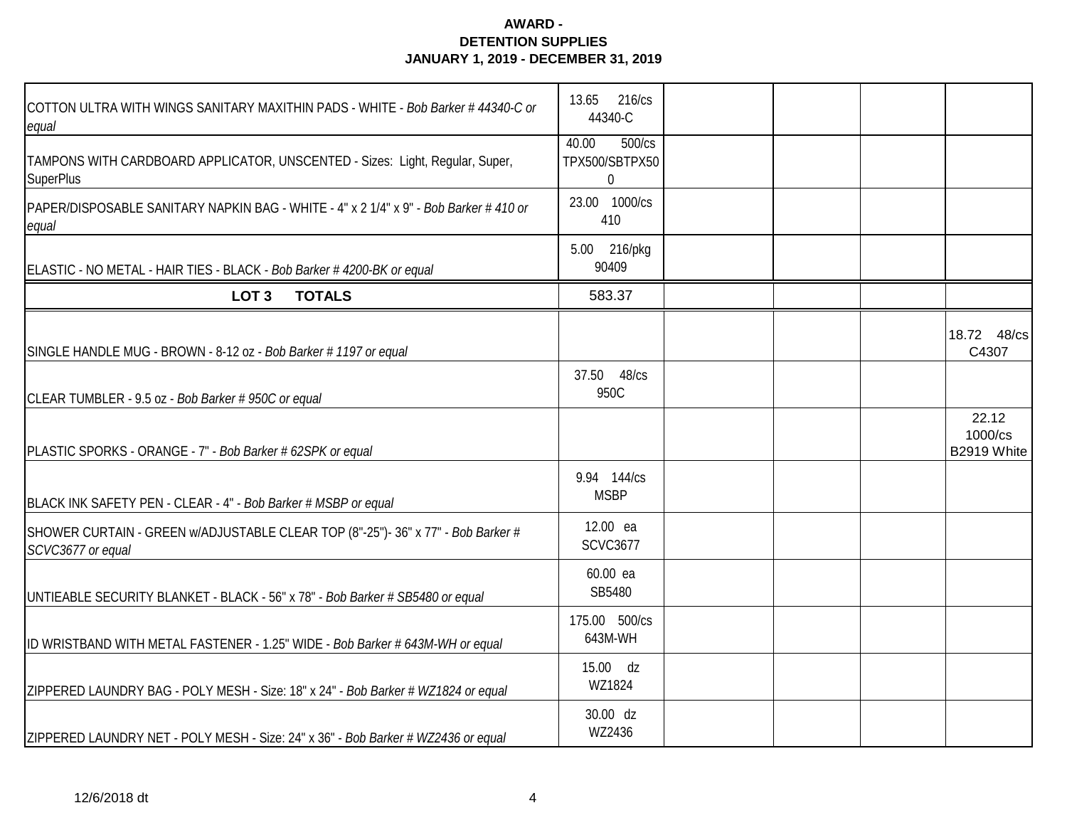**AWARD -**
**DETENTION SUPPLIES**
**JANUARY 1, 2019 - DECEMBER 31, 2019**

| | | | | | |
|---|---|---|---|---|---|
| COTTON ULTRA WITH WINGS SANITARY MAXITHIN PADS - WHITE - *Bob Barker # 44340-C or equal* | 13.65 216/cs 44340-C | | | | |
| TAMPONS WITH CARDBOARD APPLICATOR, UNSCENTED - Sizes: Light, Regular, Super, SuperPlus | 40.00 500/cs TPX500/SBTPX500 | | | | |
| PAPER/DISPOSABLE SANITARY NAPKIN BAG - WHITE - 4" x 2 1/4" x 9" - *Bob Barker # 410 or equal* | 23.00 1000/cs 410 | | | | |
| ELASTIC - NO METAL - HAIR TIES - BLACK - *Bob Barker # 4200-BK or equal* | 5.00 216/pkg 90409 | | | | |
| **LOT 3 TOTALS** | 583.37 | | | | |
| SINGLE HANDLE MUG - BROWN - 8-12 oz - *Bob Barker # 1197 or equal* | | | | | 18.72 48/cs C4307 |
| CLEAR TUMBLER - 9.5 oz - *Bob Barker # 950C or equal* | 37.50 48/cs 950C | | | | |
| PLASTIC SPORKS - ORANGE - 7" - *Bob Barker # 62SPK or equal* | | | | | 22.12 1000/cs B2919 White |
| BLACK INK SAFETY PEN - CLEAR - 4" - *Bob Barker # MSBP or equal* | 9.94 144/cs MSBP | | | | |
| SHOWER CURTAIN - GREEN w/ADJUSTABLE CLEAR TOP (8"-25")- 36" x 77" - *Bob Barker # SCVC3677 or equal* | 12.00 ea SCVC3677 | | | | |
| UNTIEABLE SECURITY BLANKET - BLACK - 56" x 78" - *Bob Barker # SB5480 or equal* | 60.00 ea SB5480 | | | | |
| ID WRISTBAND WITH METAL FASTENER - 1.25" WIDE - *Bob Barker # 643M-WH or equal* | 175.00 500/cs 643M-WH | | | | |
| ZIPPERED LAUNDRY BAG - POLY MESH - Size: 18" x 24" - *Bob Barker # WZ1824 or equal* | 15.00 dz WZ1824 | | | | |
| ZIPPERED LAUNDRY NET - POLY MESH - Size: 24" x 36" - *Bob Barker # WZ2436 or equal* | 30.00 dz WZ2436 | | | | |

12/6/2018 dt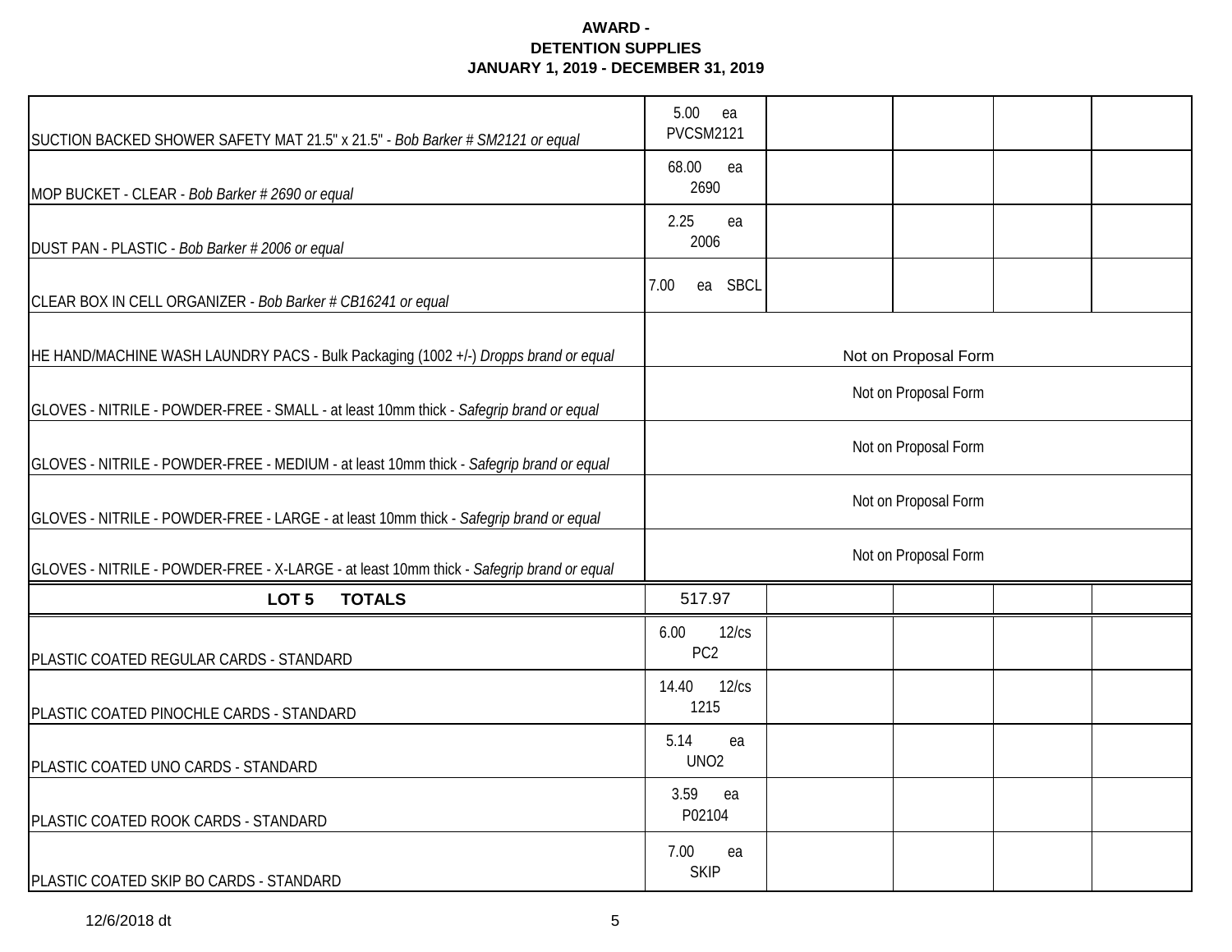**AWARD -**
**DETENTION SUPPLIES**
**JANUARY 1, 2019 - DECEMBER 31, 2019**

| | | | | | |
|---|---|---|---|---|---|
| SUCTION BACKED SHOWER SAFETY MAT 21.5" x 21.5" - *Bob Barker # SM2121 or equal* | 5.00 ea PVCSM2121 | | | | |
| MOP BUCKET - CLEAR - *Bob Barker # 2690 or equal* | 68.00 ea 2690 | | | | |
| DUST PAN - PLASTIC - *Bob Barker # 2006 or equal* | 2.25 ea 2006 | | | | |
| CLEAR BOX IN CELL ORGANIZER - *Bob Barker # CB16241 or equal* | 7.00 ea SBCL | | | | |
| HE HAND/MACHINE WASH LAUNDRY PACS - Bulk Packaging (1002 +/-) *Dropps brand or equal* | Not on Proposal Form | | | | |
| GLOVES - NITRILE - POWDER-FREE - SMALL - at least 10mm thick - *Safegrip brand or equal* | Not on Proposal Form | | | | |
| GLOVES - NITRILE - POWDER-FREE - MEDIUM - at least 10mm thick - *Safegrip brand or equal* | Not on Proposal Form | | | | |
| GLOVES - NITRILE - POWDER-FREE - LARGE - at least 10mm thick - *Safegrip brand or equal* | Not on Proposal Form | | | | |
| GLOVES - NITRILE - POWDER-FREE - X-LARGE - at least 10mm thick - *Safegrip brand or equal* | Not on Proposal Form | | | | |
| **LOT 5 TOTALS** | 517.97 | | | | |
| PLASTIC COATED REGULAR CARDS - STANDARD | 6.00 12/cs PC2 | | | | |
| PLASTIC COATED PINOCHLE CARDS - STANDARD | 14.40 12/cs 1215 | | | | |
| PLASTIC COATED UNO CARDS - STANDARD | 5.14 ea UNO2 | | | | |
| PLASTIC COATED ROOK CARDS - STANDARD | 3.59 ea P02104 | | | | |
| PLASTIC COATED SKIP BO CARDS - STANDARD | 7.00 ea SKIP | | | | |

12/6/2018 dt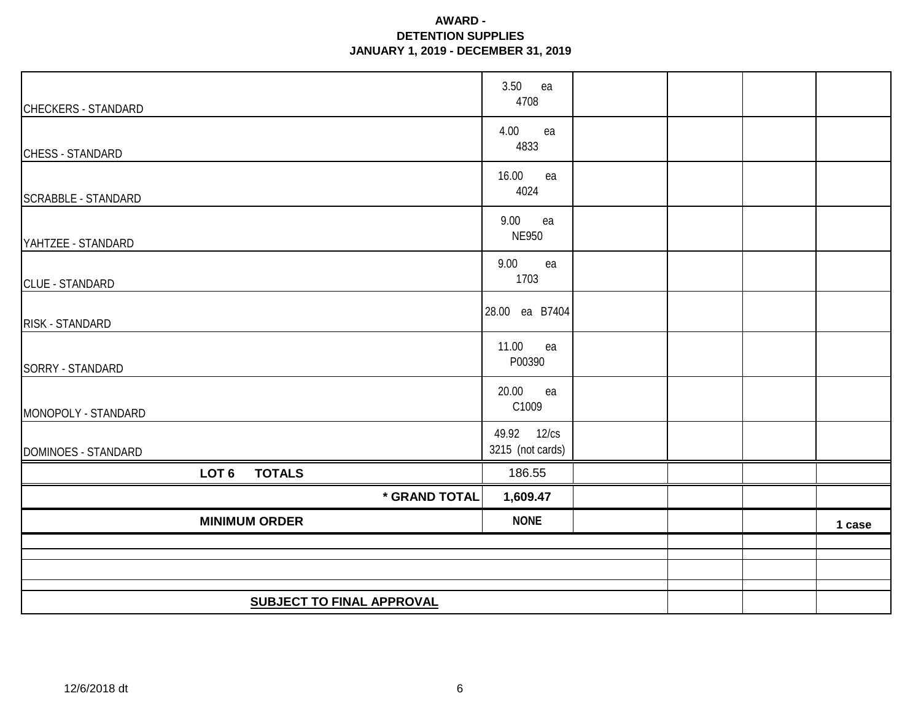**AWARD -**
**DETENTION SUPPLIES**
**JANUARY 1, 2019 - DECEMBER 31, 2019**

| | | | | | |
|---|---|---|---|---|---|
| CHECKERS - STANDARD | 3.50 ea 4708 | | | | |
| CHESS - STANDARD | 4.00 ea 4833 | | | | |
| SCRABBLE - STANDARD | 16.00 ea 4024 | | | | |
| YAHTZEE - STANDARD | 9.00 ea NE950 | | | | |
| CLUE - STANDARD | 9.00 ea 1703 | | | | |
| RISK - STANDARD | 28.00 ea B7404 | | | | |
| SORRY - STANDARD | 11.00 ea P00390 | | | | |
| MONOPOLY - STANDARD | 20.00 ea C1009 | | | | |
| DOMINOES - STANDARD | 49.92 12/cs 3215 (not cards) | | | | |
| **LOT 6 TOTALS** | 186.55 | | | | |
| *** GRAND TOTAL** | **1,609.47** | | | | |
| **MINIMUM ORDER** | **NONE** | | | | **1 case** |
| | | | | | |
| | | | | | |
| | | | | | |
| | | | | | |
| **SUBJECT TO FINAL APPROVAL** | | | | | |

12/6/2018 dt